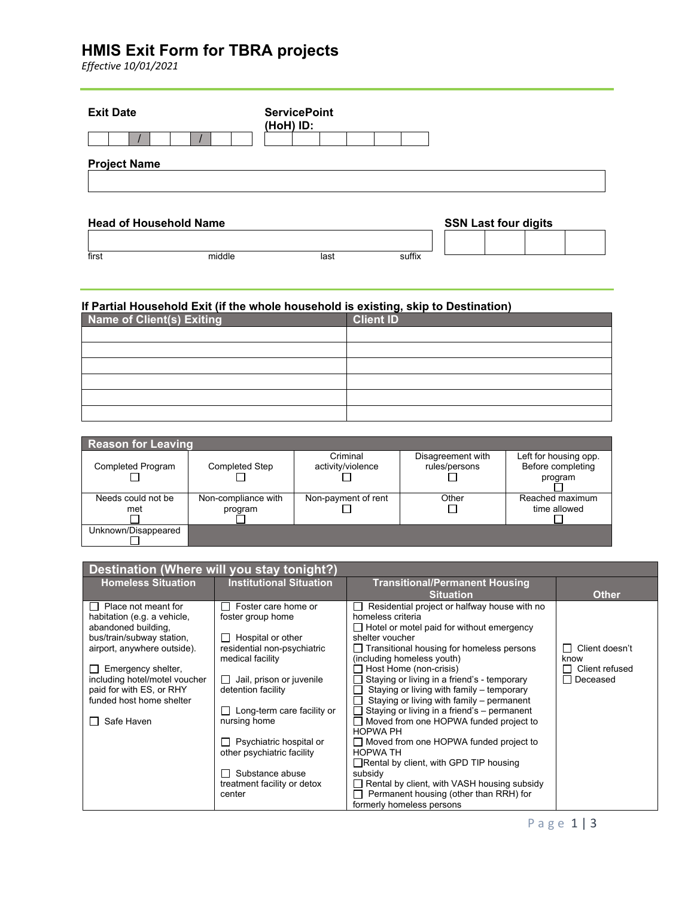# HMIS Exit Form for TBRA projects

*Effective 10/01/2021*

**Exit Date**

| | | / | | | / | | |
|---|---|---|---|---|---|---|---|

**ServicePoint (HoH) ID:**

| | | | | | |
|---|---|---|---|---|---|

**Project Name**

| |
|---|

**Head of Household Name**

| first | middle | last | suffix |
|---|---|---|---|

**SSN Last four digits**

| | | | |
|---|---|---|---|

### If Partial Household Exit (if the whole household is existing, skip to Destination)

| Name of Client(s) Exiting | Client ID |
|---|---|
| | |
| | |
| | |
| | |
| | |
| | |

| Reason for Leaving | | | | |
|---|---|---|---|---|
| Completed Program ☐ | Completed Step ☐ | Criminal activity/violence ☐ | Disagreement with rules/persons ☐ | Left for housing opp. Before completing program ☐ |
| Needs could not be met ☐ | Non-compliance with program ☐ | Non-payment of rent ☐ | Other ☐ | Reached maximum time allowed ☐ |
| Unknown/Disappeared ☐ | | | | |

| Destination (Where will you stay tonight?) | | | |
|---|---|---|---|
| **Homeless Situation** | **Institutional Situation** | **Transitional/Permanent Housing Situation** | **Other** |
| ☐ Place not meant for habitation (e.g. a vehicle, abandoned building, bus/train/subway station, airport, anywhere outside).<br><br>☐ Emergency shelter, including hotel/motel voucher paid for with ES, or RHY funded host home shelter<br><br>☐ Safe Haven | ☐ Foster care home or foster group home<br><br>☐ Hospital or other residential non-psychiatric medical facility<br><br>☐ Jail, prison or juvenile detention facility<br><br>☐ Long-term care facility or nursing home<br><br>☐ Psychiatric hospital or other psychiatric facility<br><br>☐ Substance abuse treatment facility or detox center | ☐ Residential project or halfway house with no homeless criteria<br>☐ Hotel or motel paid for without emergency shelter voucher<br>☐ Transitional housing for homeless persons (including homeless youth)<br>☐ Host Home (non-crisis)<br>☐ Staying or living in a friend's - temporary<br>☐ Staying or living with family – temporary<br>☐ Staying or living with family – permanent<br>☐ Staying or living in a friend's – permanent<br>☐ Moved from one HOPWA funded project to HOPWA PH<br>☐ Moved from one HOPWA funded project to HOPWA TH<br>☐ Rental by client, with GPD TIP housing subsidy<br>☐ Rental by client, with VASH housing subsidy<br>☐ Permanent housing (other than RRH) for formerly homeless persons | ☐ Client doesn't know<br>☐ Client refused<br>☐ Deceased |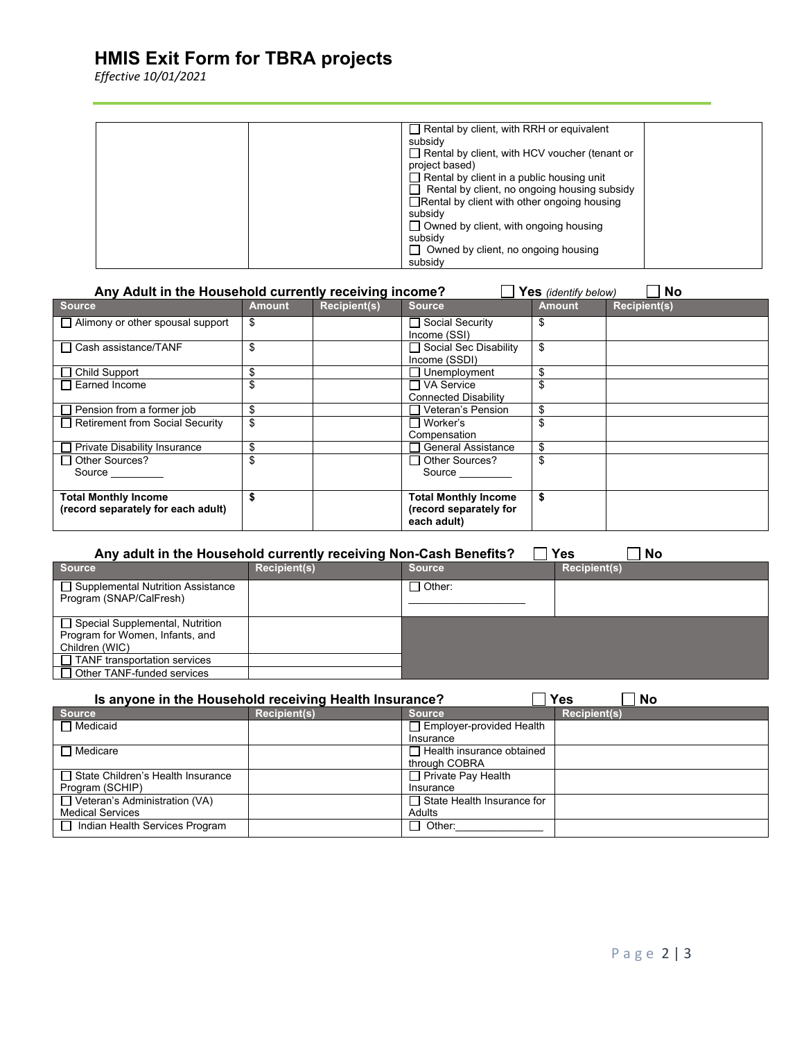# HMIS Exit Form for TBRA projects

*Effective 10/01/2021*

| | | | |
|---|---|---|---|
| | | ☐ Rental by client, with RRH or equivalent subsidy<br>☐ Rental by client, with HCV voucher (tenant or project based)<br>☐ Rental by client in a public housing unit<br>☐ Rental by client, no ongoing housing subsidy<br>☐ Rental by client with other ongoing housing subsidy<br>☐ Owned by client, with ongoing housing subsidy<br>☐ Owned by client, no ongoing housing subsidy | |

**Any Adult in the Household currently receiving income?** ☐ **Yes** *(identify below)* ☐ **No**

| Source | Amount | Recipient(s) | Source | Amount | Recipient(s) |
|---|---|---|---|---|---|
| ☐ Alimony or other spousal support | $ | | ☐ Social Security Income (SSI) | $ | |
| ☐ Cash assistance/TANF | $ | | ☐ Social Sec Disability Income (SSDI) | $ | |
| ☐ Child Support | $ | | ☐ Unemployment | $ | |
| ☐ Earned Income | $ | | ☐ VA Service Connected Disability | $ | |
| ☐ Pension from a former job | $ | | ☐ Veteran's Pension | $ | |
| ☐ Retirement from Social Security | $ | | ☐ Worker's Compensation | $ | |
| ☐ Private Disability Insurance | $ | | ☐ General Assistance | $ | |
| ☐ Other Sources? Source _________ | $ | | ☐ Other Sources? Source _________ | $ | |
| **Total Monthly Income (record separately for each adult)** | **$** | | **Total Monthly Income (record separately for each adult)** | **$** | |

**Any adult in the Household currently receiving Non-Cash Benefits?** ☐ **Yes** ☐ **No**

| Source | Recipient(s) | Source | Recipient(s) |
|---|---|---|---|
| ☐ Supplemental Nutrition Assistance Program (SNAP/CalFresh) | | ☐ Other: ____________________ | |
| ☐ Special Supplemental, Nutrition Program for Women, Infants, and Children (WIC) | | | |
| ☐ TANF transportation services | | | |
| ☐ Other TANF-funded services | | | |

**Is anyone in the Household receiving Health Insurance?** ☐ **Yes** ☐ **No**

| Source | Recipient(s) | Source | Recipient(s) |
|---|---|---|---|
| ☐ Medicaid | | ☐ Employer-provided Health Insurance | |
| ☐ Medicare | | ☐ Health insurance obtained through COBRA | |
| ☐ State Children's Health Insurance Program (SCHIP) | | ☐ Private Pay Health Insurance | |
| ☐ Veteran's Administration (VA) Medical Services | | ☐ State Health Insurance for Adults | |
| ☐ Indian Health Services Program | | ☐ Other:_______________ | |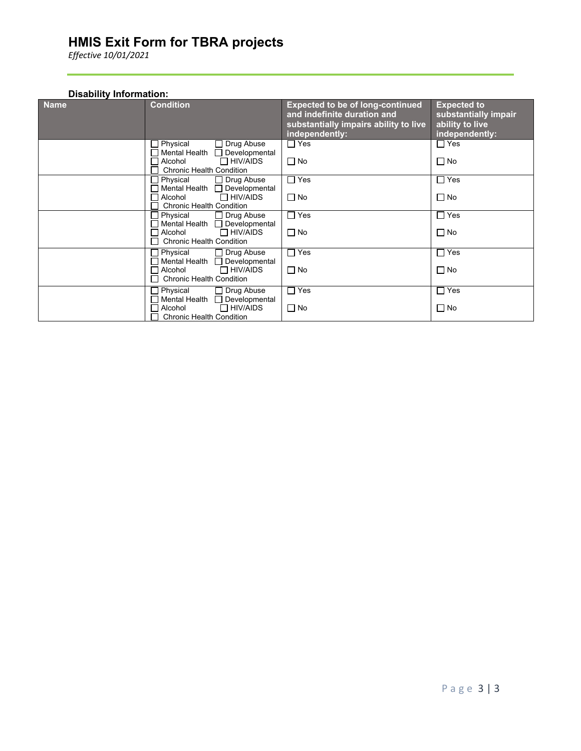# HMIS Exit Form for TBRA projects

*Effective 10/01/2021*

**Disability Information:**

| Name | Condition | Expected to be of long-continued and indefinite duration and substantially impairs ability to live independently: | Expected to substantially impair ability to live independently: |
|---|---|---|---|
| | ☐ Physical ☐ Drug Abuse ☐ Mental Health ☐ Developmental ☐ Alcohol ☐ HIV/AIDS ☐ Chronic Health Condition | ☐ Yes ☐ No | ☐ Yes ☐ No |
| | ☐ Physical ☐ Drug Abuse ☐ Mental Health ☐ Developmental ☐ Alcohol ☐ HIV/AIDS ☐ Chronic Health Condition | ☐ Yes ☐ No | ☐ Yes ☐ No |
| | ☐ Physical ☐ Drug Abuse ☐ Mental Health ☐ Developmental ☐ Alcohol ☐ HIV/AIDS ☐ Chronic Health Condition | ☐ Yes ☐ No | ☐ Yes ☐ No |
| | ☐ Physical ☐ Drug Abuse ☐ Mental Health ☐ Developmental ☐ Alcohol ☐ HIV/AIDS ☐ Chronic Health Condition | ☐ Yes ☐ No | ☐ Yes ☐ No |
| | ☐ Physical ☐ Drug Abuse ☐ Mental Health ☐ Developmental ☐ Alcohol ☐ HIV/AIDS ☐ Chronic Health Condition | ☐ Yes ☐ No | ☐ Yes ☐ No |